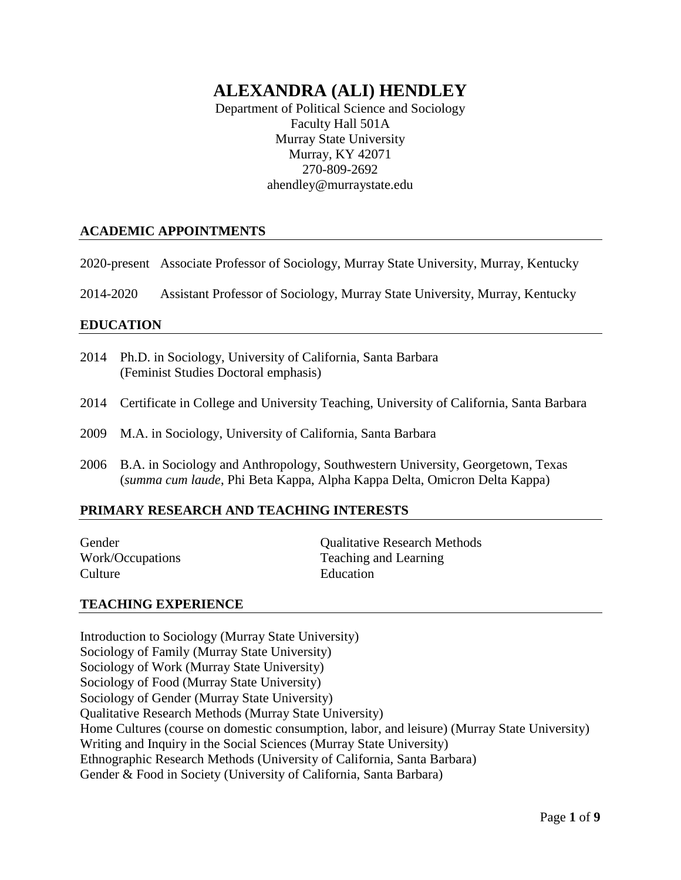# ALEXANDRA (ALI) HENDLEY

Department of Political Science and Sociology
Faculty Hall 501A
Murray State University
Murray, KY 42071
270-809-2692
ahendley@murraystate.edu

## ACADEMIC APPOINTMENTS

2020-present Associate Professor of Sociology, Murray State University, Murray, Kentucky

2014-2020 Assistant Professor of Sociology, Murray State University, Murray, Kentucky

## EDUCATION

2014 Ph.D. in Sociology, University of California, Santa Barbara
(Feminist Studies Doctoral emphasis)

2014 Certificate in College and University Teaching, University of California, Santa Barbara

2009 M.A. in Sociology, University of California, Santa Barbara

2006 B.A. in Sociology and Anthropology, Southwestern University, Georgetown, Texas
(*summa cum laude*, Phi Beta Kappa, Alpha Kappa Delta, Omicron Delta Kappa)

## PRIMARY RESEARCH AND TEACHING INTERESTS

Gender
Work/Occupations
Culture
Qualitative Research Methods
Teaching and Learning
Education

## TEACHING EXPERIENCE

Introduction to Sociology (Murray State University)
Sociology of Family (Murray State University)
Sociology of Work (Murray State University)
Sociology of Food (Murray State University)
Sociology of Gender (Murray State University)
Qualitative Research Methods (Murray State University)
Home Cultures (course on domestic consumption, labor, and leisure) (Murray State University)
Writing and Inquiry in the Social Sciences (Murray State University)
Ethnographic Research Methods (University of California, Santa Barbara)
Gender & Food in Society (University of California, Santa Barbara)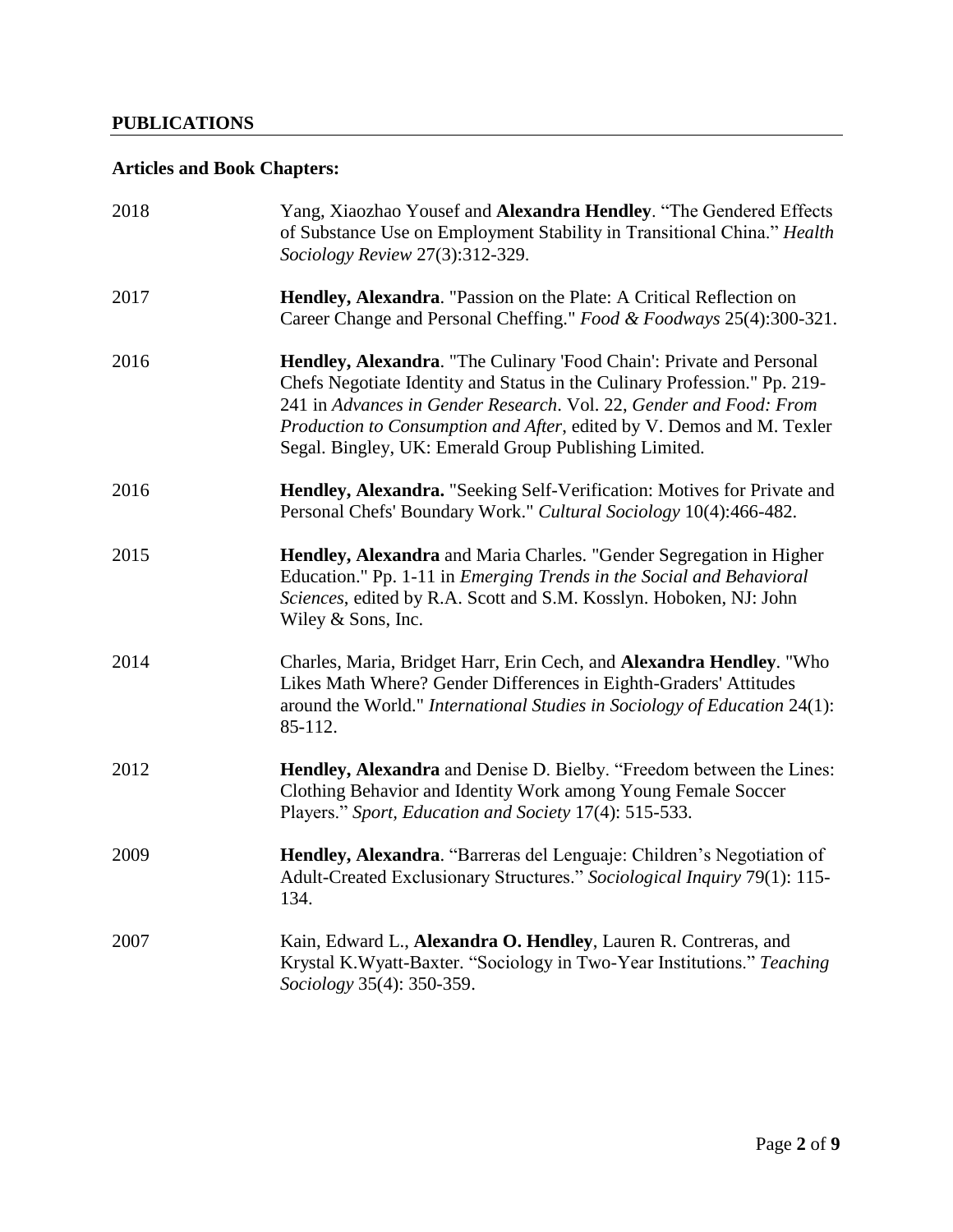## PUBLICATIONS

### Articles and Book Chapters:

2018 Yang, Xiaozhao Yousef and **Alexandra Hendley**. "The Gendered Effects of Substance Use on Employment Stability in Transitional China." *Health Sociology Review* 27(3):312-329.

2017 **Hendley, Alexandra**. "Passion on the Plate: A Critical Reflection on Career Change and Personal Cheffing." *Food & Foodways* 25(4):300-321.

2016 **Hendley, Alexandra**. "The Culinary 'Food Chain': Private and Personal Chefs Negotiate Identity and Status in the Culinary Profession." Pp. 219-241 in *Advances in Gender Research*. Vol. 22, *Gender and Food: From Production to Consumption and After*, edited by V. Demos and M. Texler Segal. Bingley, UK: Emerald Group Publishing Limited.

2016 **Hendley, Alexandra.** "Seeking Self-Verification: Motives for Private and Personal Chefs' Boundary Work." *Cultural Sociology* 10(4):466-482.

2015 **Hendley, Alexandra** and Maria Charles. "Gender Segregation in Higher Education." Pp. 1-11 in *Emerging Trends in the Social and Behavioral Sciences*, edited by R.A. Scott and S.M. Kosslyn. Hoboken, NJ: John Wiley & Sons, Inc.

2014 Charles, Maria, Bridget Harr, Erin Cech, and **Alexandra Hendley**. "Who Likes Math Where? Gender Differences in Eighth-Graders' Attitudes around the World." *International Studies in Sociology of Education* 24(1): 85-112.

2012 **Hendley, Alexandra** and Denise D. Bielby. "Freedom between the Lines: Clothing Behavior and Identity Work among Young Female Soccer Players." *Sport, Education and Society* 17(4): 515-533.

2009 **Hendley, Alexandra**. "Barreras del Lenguaje: Children's Negotiation of Adult-Created Exclusionary Structures." *Sociological Inquiry* 79(1): 115-134.

2007 Kain, Edward L., **Alexandra O. Hendley**, Lauren R. Contreras, and Krystal K.Wyatt-Baxter. "Sociology in Two-Year Institutions." *Teaching Sociology* 35(4): 350-359.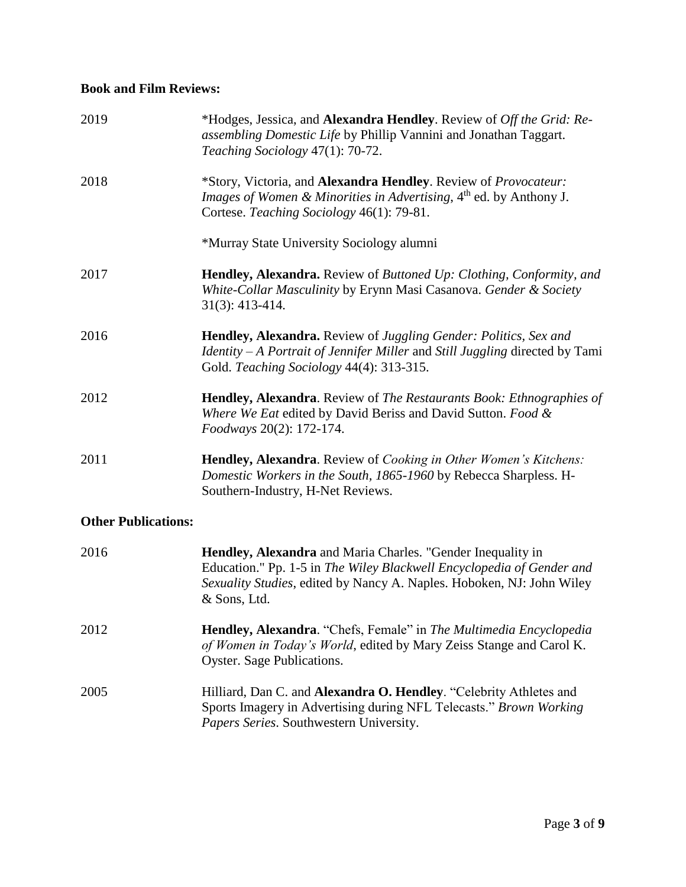**Book and Film Reviews:**

2019 *Hodges, Jessica, and **Alexandra Hendley**. Review of *Off the Grid: Re-assembling Domestic Life* by Phillip Vannini and Jonathan Taggart. *Teaching Sociology* 47(1): 70-72.

2018 *Story, Victoria, and **Alexandra Hendley**. Review of *Provocateur: Images of Women & Minorities in Advertising*, 4th ed. by Anthony J. Cortese. *Teaching Sociology* 46(1): 79-81.

*Murray State University Sociology alumni

2017 **Hendley, Alexandra.** Review of *Buttoned Up: Clothing, Conformity, and White-Collar Masculinity* by Erynn Masi Casanova. *Gender & Society* 31(3): 413-414.

2016 **Hendley, Alexandra.** Review of *Juggling Gender: Politics, Sex and Identity – A Portrait of Jennifer Miller* and *Still Juggling* directed by Tami Gold. *Teaching Sociology* 44(4): 313-315.

2012 **Hendley, Alexandra**. Review of *The Restaurants Book: Ethnographies of Where We Eat* edited by David Beriss and David Sutton. *Food & Foodways* 20(2): 172-174.

2011 **Hendley, Alexandra**. Review of *Cooking in Other Women's Kitchens: Domestic Workers in the South, 1865-1960* by Rebecca Sharpless. H-Southern-Industry, H-Net Reviews.

**Other Publications:**

2016 **Hendley, Alexandra** and Maria Charles. "Gender Inequality in Education." Pp. 1-5 in *The Wiley Blackwell Encyclopedia of Gender and Sexuality Studies*, edited by Nancy A. Naples. Hoboken, NJ: John Wiley & Sons, Ltd.

2012 **Hendley, Alexandra**. "Chefs, Female" in *The Multimedia Encyclopedia of Women in Today's World*, edited by Mary Zeiss Stange and Carol K. Oyster. Sage Publications.

2005 Hilliard, Dan C. and **Alexandra O. Hendley**. "Celebrity Athletes and Sports Imagery in Advertising during NFL Telecasts." *Brown Working Papers Series*. Southwestern University.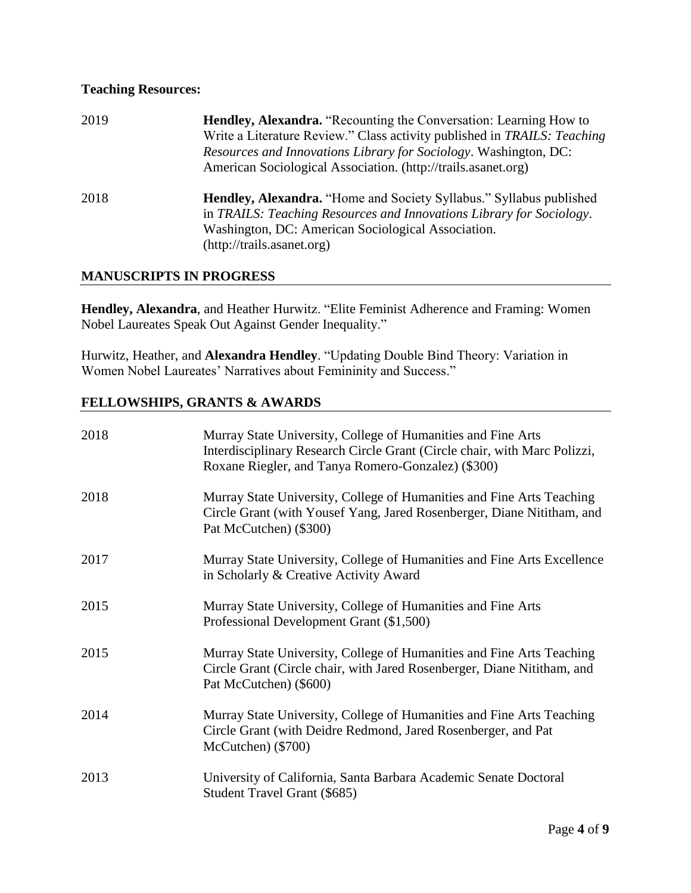**Teaching Resources:**

2019 **Hendley, Alexandra.** "Recounting the Conversation: Learning How to Write a Literature Review." Class activity published in *TRAILS: Teaching Resources and Innovations Library for Sociology*. Washington, DC: American Sociological Association. (http://trails.asanet.org)

2018 **Hendley, Alexandra.** "Home and Society Syllabus." Syllabus published in *TRAILS: Teaching Resources and Innovations Library for Sociology*. Washington, DC: American Sociological Association. (http://trails.asanet.org)

## MANUSCRIPTS IN PROGRESS

**Hendley, Alexandra**, and Heather Hurwitz. "Elite Feminist Adherence and Framing: Women Nobel Laureates Speak Out Against Gender Inequality."

Hurwitz, Heather, and **Alexandra Hendley**. "Updating Double Bind Theory: Variation in Women Nobel Laureates' Narratives about Femininity and Success."

## FELLOWSHIPS, GRANTS & AWARDS

2018 Murray State University, College of Humanities and Fine Arts Interdisciplinary Research Circle Grant (Circle chair, with Marc Polizzi, Roxane Riegler, and Tanya Romero-Gonzalez) ($300)

2018 Murray State University, College of Humanities and Fine Arts Teaching Circle Grant (with Yousef Yang, Jared Rosenberger, Diane Nititham, and Pat McCutchen) ($300)

2017 Murray State University, College of Humanities and Fine Arts Excellence in Scholarly & Creative Activity Award

2015 Murray State University, College of Humanities and Fine Arts Professional Development Grant ($1,500)

2015 Murray State University, College of Humanities and Fine Arts Teaching Circle Grant (Circle chair, with Jared Rosenberger, Diane Nititham, and Pat McCutchen) ($600)

2014 Murray State University, College of Humanities and Fine Arts Teaching Circle Grant (with Deidre Redmond, Jared Rosenberger, and Pat McCutchen) ($700)

2013 University of California, Santa Barbara Academic Senate Doctoral Student Travel Grant ($685)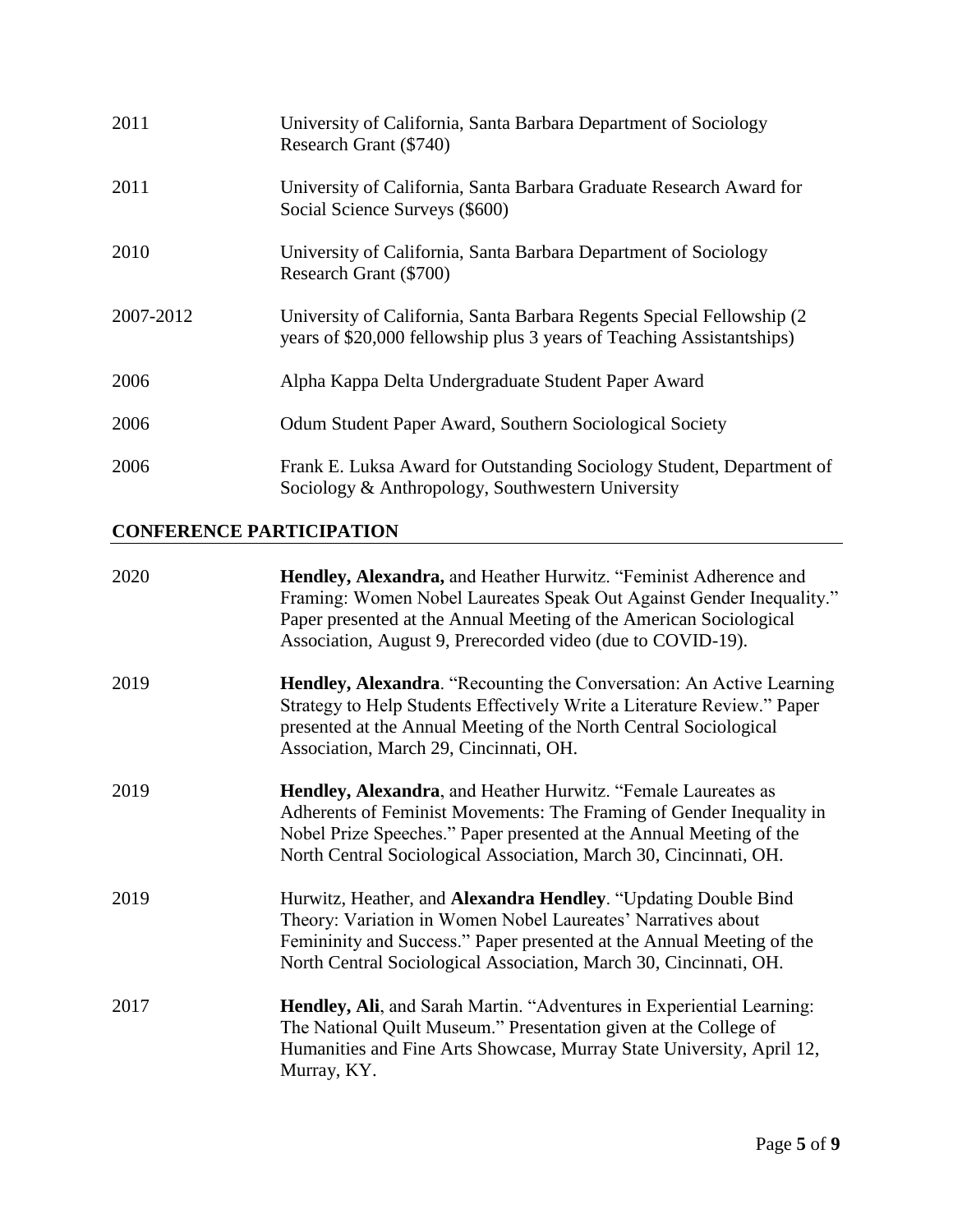2011 University of California, Santa Barbara Department of Sociology Research Grant ($740)

2011 University of California, Santa Barbara Graduate Research Award for Social Science Surveys ($600)

2010 University of California, Santa Barbara Department of Sociology Research Grant ($700)

2007-2012 University of California, Santa Barbara Regents Special Fellowship (2 years of $20,000 fellowship plus 3 years of Teaching Assistantships)

2006 Alpha Kappa Delta Undergraduate Student Paper Award

2006 Odum Student Paper Award, Southern Sociological Society

2006 Frank E. Luksa Award for Outstanding Sociology Student, Department of Sociology & Anthropology, Southwestern University

## CONFERENCE PARTICIPATION

2020 **Hendley, Alexandra,** and Heather Hurwitz. "Feminist Adherence and Framing: Women Nobel Laureates Speak Out Against Gender Inequality." Paper presented at the Annual Meeting of the American Sociological Association, August 9, Prerecorded video (due to COVID-19).

2019 **Hendley, Alexandra**. "Recounting the Conversation: An Active Learning Strategy to Help Students Effectively Write a Literature Review." Paper presented at the Annual Meeting of the North Central Sociological Association, March 29, Cincinnati, OH.

2019 **Hendley, Alexandra**, and Heather Hurwitz. "Female Laureates as Adherents of Feminist Movements: The Framing of Gender Inequality in Nobel Prize Speeches." Paper presented at the Annual Meeting of the North Central Sociological Association, March 30, Cincinnati, OH.

2019 Hurwitz, Heather, and **Alexandra Hendley**. "Updating Double Bind Theory: Variation in Women Nobel Laureates' Narratives about Femininity and Success." Paper presented at the Annual Meeting of the North Central Sociological Association, March 30, Cincinnati, OH.

2017 **Hendley, Ali**, and Sarah Martin. "Adventures in Experiential Learning: The National Quilt Museum." Presentation given at the College of Humanities and Fine Arts Showcase, Murray State University, April 12, Murray, KY.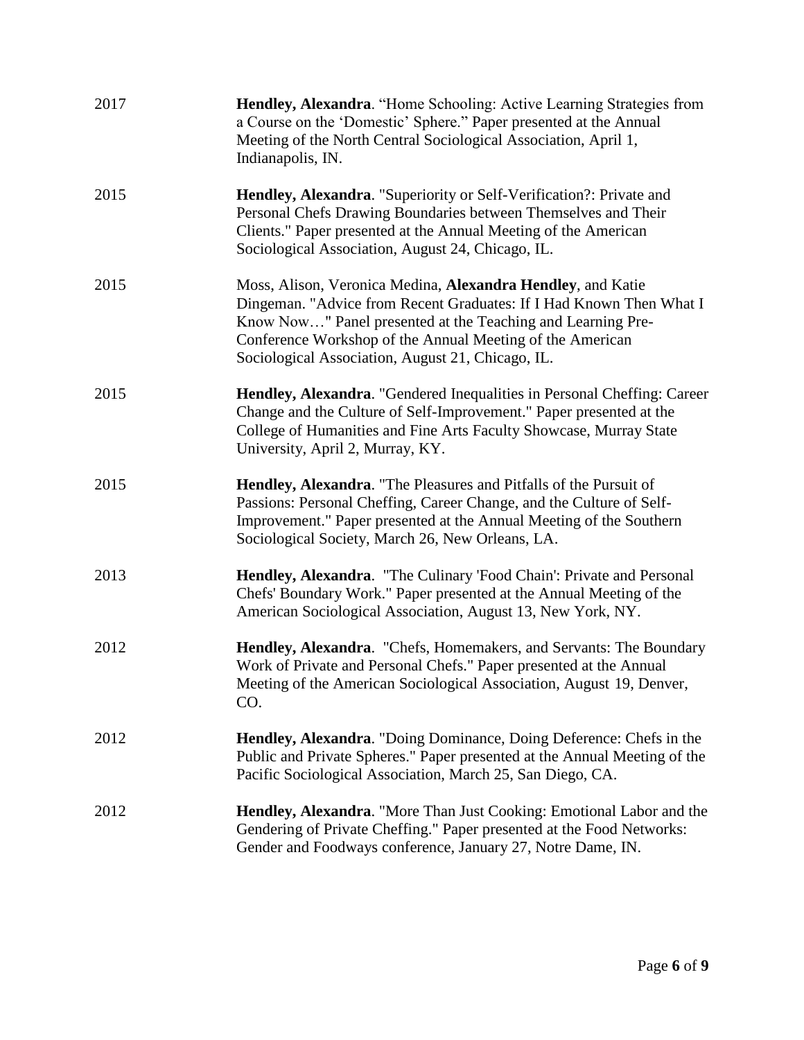2017 **Hendley, Alexandra**. "Home Schooling: Active Learning Strategies from a Course on the 'Domestic' Sphere." Paper presented at the Annual Meeting of the North Central Sociological Association, April 1, Indianapolis, IN.

2015 **Hendley, Alexandra**. "Superiority or Self-Verification?: Private and Personal Chefs Drawing Boundaries between Themselves and Their Clients." Paper presented at the Annual Meeting of the American Sociological Association, August 24, Chicago, IL.

2015 Moss, Alison, Veronica Medina, **Alexandra Hendley**, and Katie Dingeman. "Advice from Recent Graduates: If I Had Known Then What I Know Now…" Panel presented at the Teaching and Learning Pre-Conference Workshop of the Annual Meeting of the American Sociological Association, August 21, Chicago, IL.

2015 **Hendley, Alexandra**. "Gendered Inequalities in Personal Cheffing: Career Change and the Culture of Self-Improvement." Paper presented at the College of Humanities and Fine Arts Faculty Showcase, Murray State University, April 2, Murray, KY.

2015 **Hendley, Alexandra**. "The Pleasures and Pitfalls of the Pursuit of Passions: Personal Cheffing, Career Change, and the Culture of Self-Improvement." Paper presented at the Annual Meeting of the Southern Sociological Society, March 26, New Orleans, LA.

2013 **Hendley, Alexandra**. "The Culinary 'Food Chain': Private and Personal Chefs' Boundary Work." Paper presented at the Annual Meeting of the American Sociological Association, August 13, New York, NY.

2012 **Hendley, Alexandra**. "Chefs, Homemakers, and Servants: The Boundary Work of Private and Personal Chefs." Paper presented at the Annual Meeting of the American Sociological Association, August 19, Denver, CO.

2012 **Hendley, Alexandra**. "Doing Dominance, Doing Deference: Chefs in the Public and Private Spheres." Paper presented at the Annual Meeting of the Pacific Sociological Association, March 25, San Diego, CA.

2012 **Hendley, Alexandra**. "More Than Just Cooking: Emotional Labor and the Gendering of Private Cheffing." Paper presented at the Food Networks: Gender and Foodways conference, January 27, Notre Dame, IN.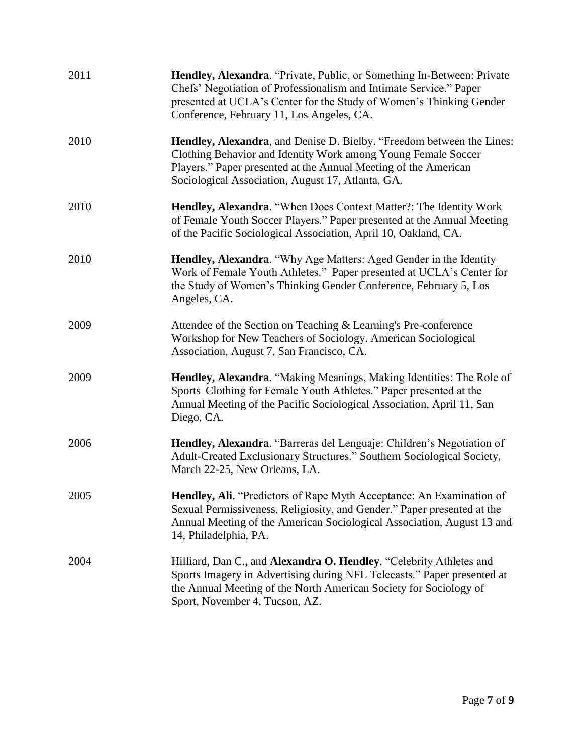2011 **Hendley, Alexandra**. "Private, Public, or Something In-Between: Private Chefs' Negotiation of Professionalism and Intimate Service." Paper presented at UCLA's Center for the Study of Women's Thinking Gender Conference, February 11, Los Angeles, CA.

2010 **Hendley, Alexandra**, and Denise D. Bielby. "Freedom between the Lines: Clothing Behavior and Identity Work among Young Female Soccer Players." Paper presented at the Annual Meeting of the American Sociological Association, August 17, Atlanta, GA.

2010 **Hendley, Alexandra**. "When Does Context Matter?: The Identity Work of Female Youth Soccer Players." Paper presented at the Annual Meeting of the Pacific Sociological Association, April 10, Oakland, CA.

2010 **Hendley, Alexandra**. "Why Age Matters: Aged Gender in the Identity Work of Female Youth Athletes." Paper presented at UCLA's Center for the Study of Women's Thinking Gender Conference, February 5, Los Angeles, CA.

2009 Attendee of the Section on Teaching & Learning's Pre-conference Workshop for New Teachers of Sociology. American Sociological Association, August 7, San Francisco, CA.

2009 **Hendley, Alexandra**. "Making Meanings, Making Identities: The Role of Sports Clothing for Female Youth Athletes." Paper presented at the Annual Meeting of the Pacific Sociological Association, April 11, San Diego, CA.

2006 **Hendley, Alexandra**. "Barreras del Lenguaje: Children's Negotiation of Adult-Created Exclusionary Structures." Southern Sociological Society, March 22-25, New Orleans, LA.

2005 **Hendley, Ali**. "Predictors of Rape Myth Acceptance: An Examination of Sexual Permissiveness, Religiosity, and Gender." Paper presented at the Annual Meeting of the American Sociological Association, August 13 and 14, Philadelphia, PA.

2004 Hilliard, Dan C., and **Alexandra O. Hendley**. "Celebrity Athletes and Sports Imagery in Advertising during NFL Telecasts." Paper presented at the Annual Meeting of the North American Society for Sociology of Sport, November 4, Tucson, AZ.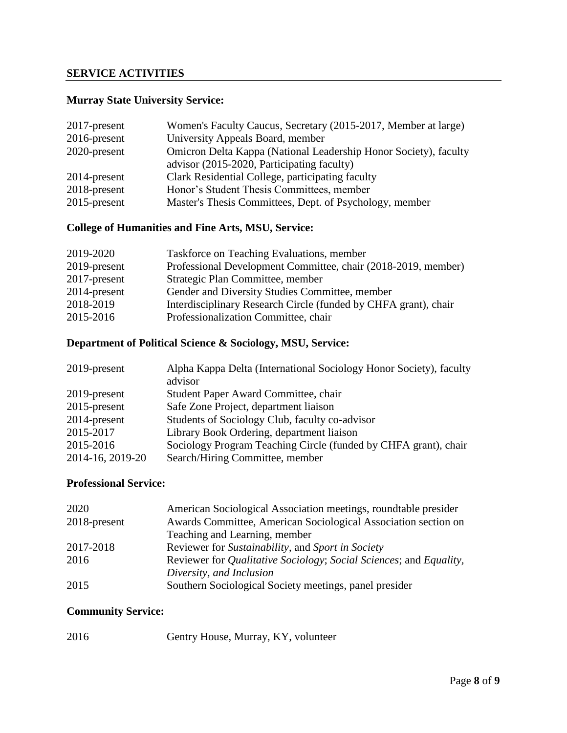## SERVICE ACTIVITIES

### Murray State University Service:

| | |
|---|---|
| 2017-present | Women's Faculty Caucus, Secretary (2015-2017, Member at large) |
| 2016-present | University Appeals Board, member |
| 2020-present | Omicron Delta Kappa (National Leadership Honor Society), faculty advisor (2015-2020, Participating faculty) |
| 2014-present | Clark Residential College, participating faculty |
| 2018-present | Honor's Student Thesis Committees, member |
| 2015-present | Master's Thesis Committees, Dept. of Psychology, member |

### College of Humanities and Fine Arts, MSU, Service:

| | |
|---|---|
| 2019-2020 | Taskforce on Teaching Evaluations, member |
| 2019-present | Professional Development Committee, chair (2018-2019, member) |
| 2017-present | Strategic Plan Committee, member |
| 2014-present | Gender and Diversity Studies Committee, member |
| 2018-2019 | Interdisciplinary Research Circle (funded by CHFA grant), chair |
| 2015-2016 | Professionalization Committee, chair |

### Department of Political Science & Sociology, MSU, Service:

| | |
|---|---|
| 2019-present | Alpha Kappa Delta (International Sociology Honor Society), faculty advisor |
| 2019-present | Student Paper Award Committee, chair |
| 2015-present | Safe Zone Project, department liaison |
| 2014-present | Students of Sociology Club, faculty co-advisor |
| 2015-2017 | Library Book Ordering, department liaison |
| 2015-2016 | Sociology Program Teaching Circle (funded by CHFA grant), chair |
| 2014-16, 2019-20 | Search/Hiring Committee, member |

### Professional Service:

| | |
|---|---|
| 2020 | American Sociological Association meetings, roundtable presider |
| 2018-present | Awards Committee, American Sociological Association section on Teaching and Learning, member |
| 2017-2018 | Reviewer for *Sustainability*, and *Sport in Society* |
| 2016 | Reviewer for *Qualitative Sociology*; *Social Sciences*; and *Equality, Diversity, and Inclusion* |
| 2015 | Southern Sociological Society meetings, panel presider |

### Community Service:

| | |
|---|---|
| 2016 | Gentry House, Murray, KY, volunteer |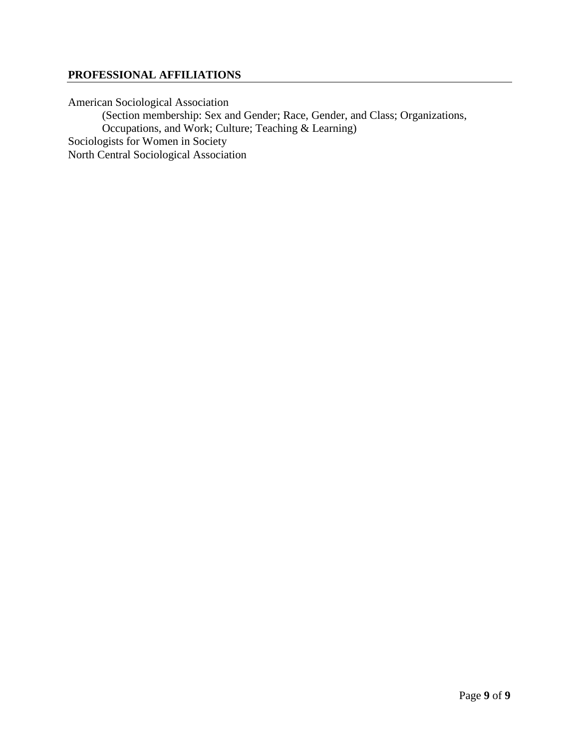## PROFESSIONAL AFFILIATIONS

American Sociological Association
    (Section membership: Sex and Gender; Race, Gender, and Class; Organizations, Occupations, and Work; Culture; Teaching & Learning)
Sociologists for Women in Society
North Central Sociological Association